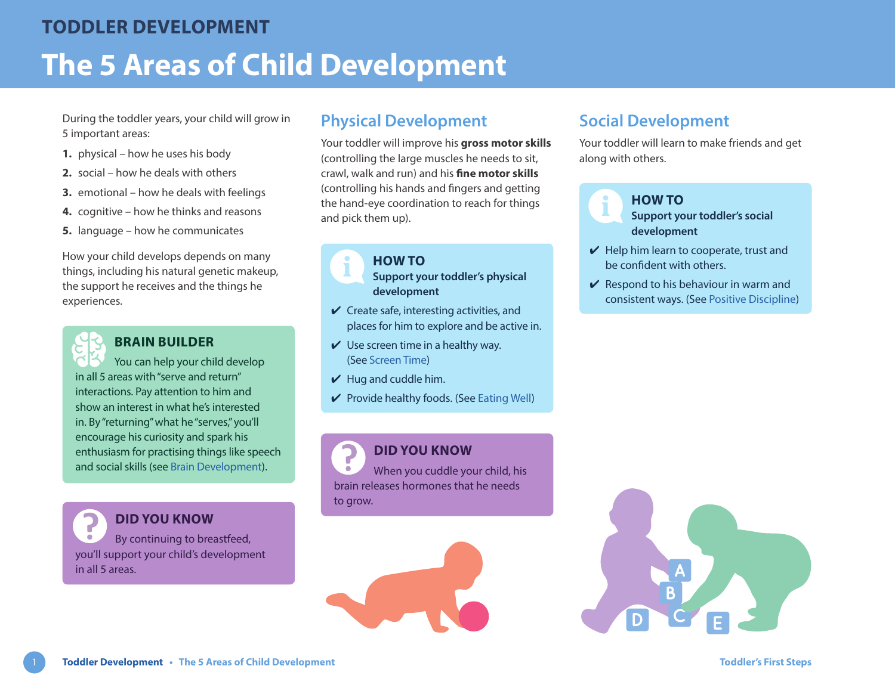# TODDLER DEVELOPMENT

# The 5 Areas of Child Development

During the toddler years, your child will grow in 5 important areas:

1. physical – how he uses his body
2. social – how he deals with others
3. emotional – how he deals with feelings
4. cognitive – how he thinks and reasons
5. language – how he communicates

How your child develops depends on many things, including his natural genetic makeup, the support he receives and the things he experiences.

### BRAIN BUILDER

You can help your child develop in all 5 areas with "serve and return" interactions. Pay attention to him and show an interest in what he's interested in. By "returning" what he "serves," you'll encourage his curiosity and spark his enthusiasm for practising things like speech and social skills (see Brain Development).

### DID YOU KNOW

By continuing to breastfeed, you'll support your child's development in all 5 areas.

## Physical Development

Your toddler will improve his **gross motor skills** (controlling the large muscles he needs to sit, crawl, walk and run) and his **fine motor skills** (controlling his hands and fingers and getting the hand-eye coordination to reach for things and pick them up).

### HOW TO

**Support your toddler's physical development**

- ✔ Create safe, interesting activities, and places for him to explore and be active in.
- ✔ Use screen time in a healthy way. (See Screen Time)
- ✔ Hug and cuddle him.
- ✔ Provide healthy foods. (See Eating Well)

### DID YOU KNOW

When you cuddle your child, his brain releases hormones that he needs to grow.

## Social Development

Your toddler will learn to make friends and get along with others.

### HOW TO

**Support your toddler's social development**

- ✔ Help him learn to cooperate, trust and be confident with others.
- ✔ Respond to his behaviour in warm and consistent ways. (See Positive Discipline)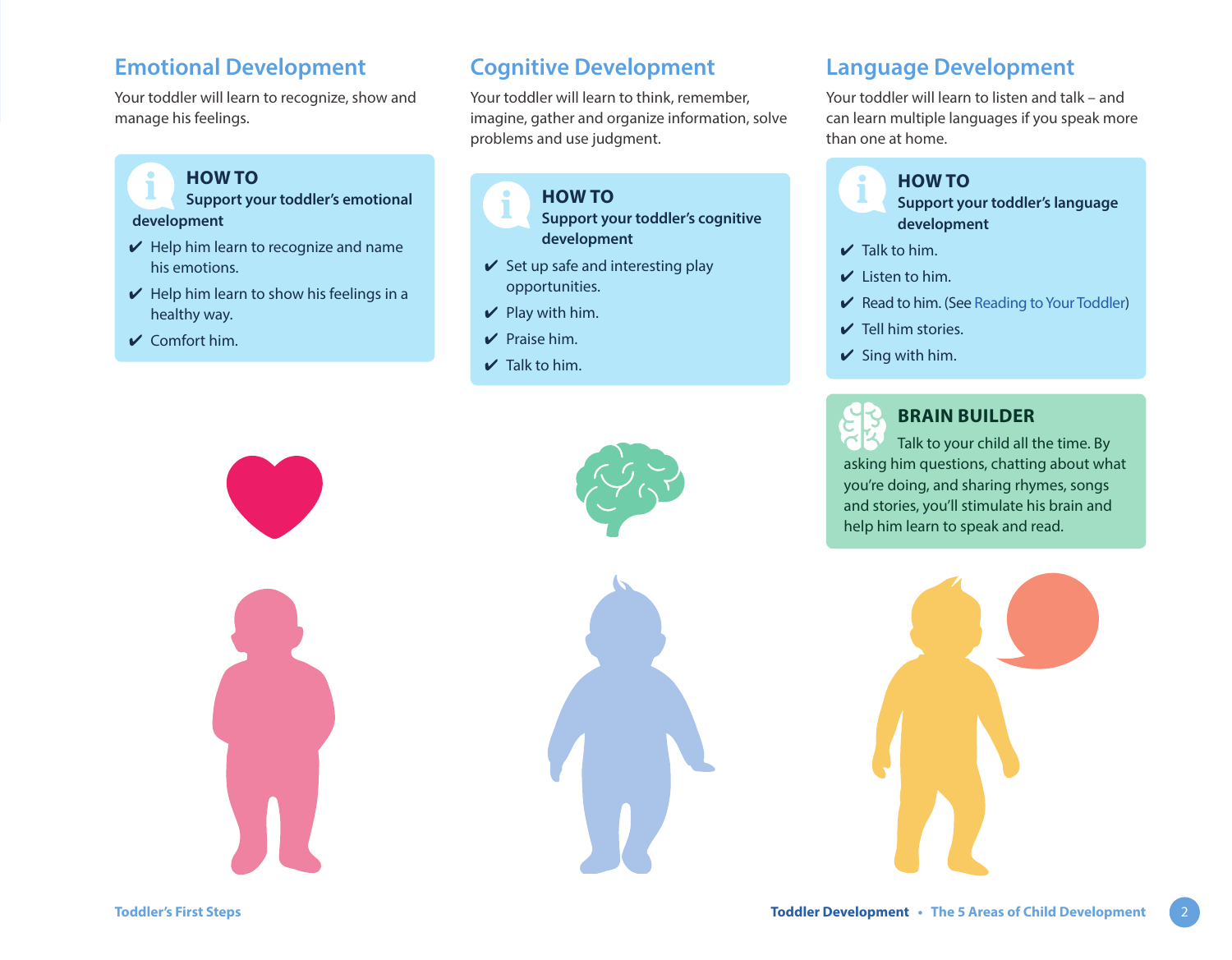## Emotional Development

Your toddler will learn to recognize, show and manage his feelings.

**HOW TO**

**Support your toddler's emotional development**

- ✔ Help him learn to recognize and name his emotions.
- ✔ Help him learn to show his feelings in a healthy way.
- ✔ Comfort him.

## Cognitive Development

Your toddler will learn to think, remember, imagine, gather and organize information, solve problems and use judgment.

**HOW TO**

**Support your toddler's cognitive development**

- ✔ Set up safe and interesting play opportunities.
- ✔ Play with him.
- ✔ Praise him.
- ✔ Talk to him.

## Language Development

Your toddler will learn to listen and talk – and can learn multiple languages if you speak more than one at home.

**HOW TO**

**Support your toddler's language development**

- ✔ Talk to him.
- ✔ Listen to him.
- ✔ Read to him. (See Reading to Your Toddler)
- ✔ Tell him stories.
- ✔ Sing with him.

**BRAIN BUILDER**

Talk to your child all the time. By asking him questions, chatting about what you're doing, and sharing rhymes, songs and stories, you'll stimulate his brain and help him learn to speak and read.